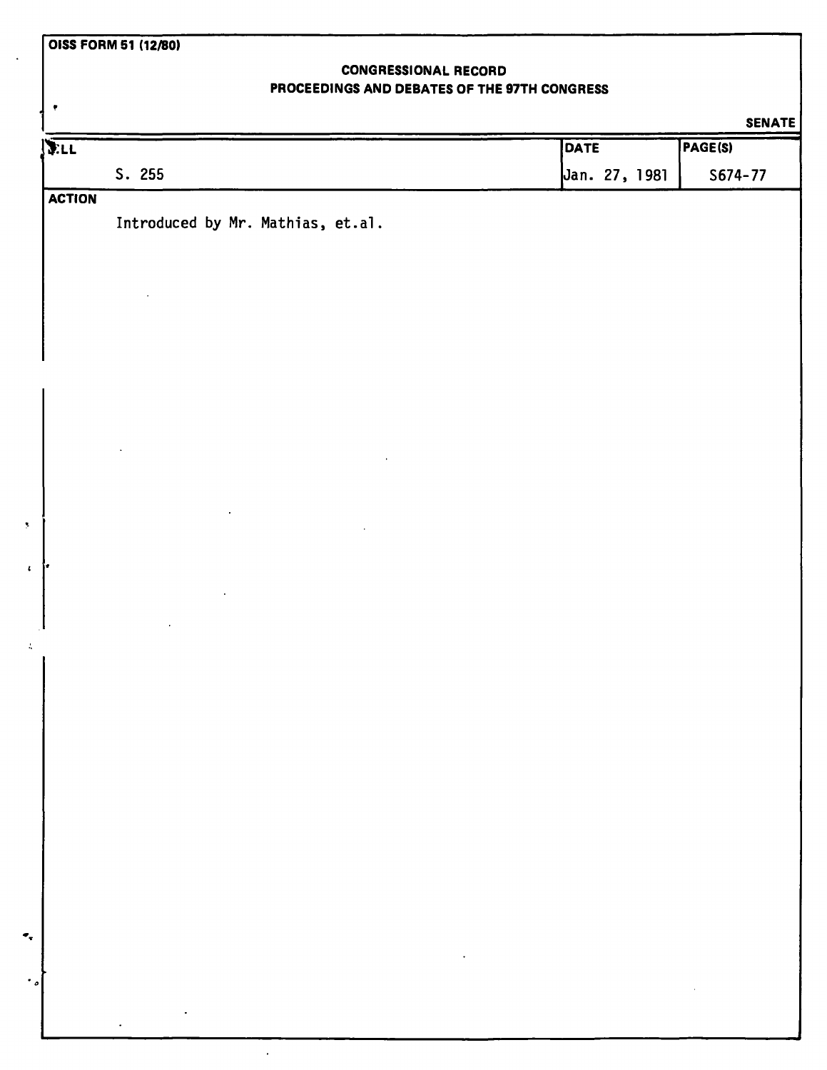OISS FORM 51 (12/80)

**CONGRESSIONAL RECORD**
**PROCEEDINGS AND DEBATES OF THE 97TH CONGRESS**

**SENATE**

| BILL | DATE | PAGE(S) |
|---|---|---|
| S. 255 | Jan. 27, 1981 | S674-77 |

**ACTION**

Introduced by Mr. Mathias, et.al.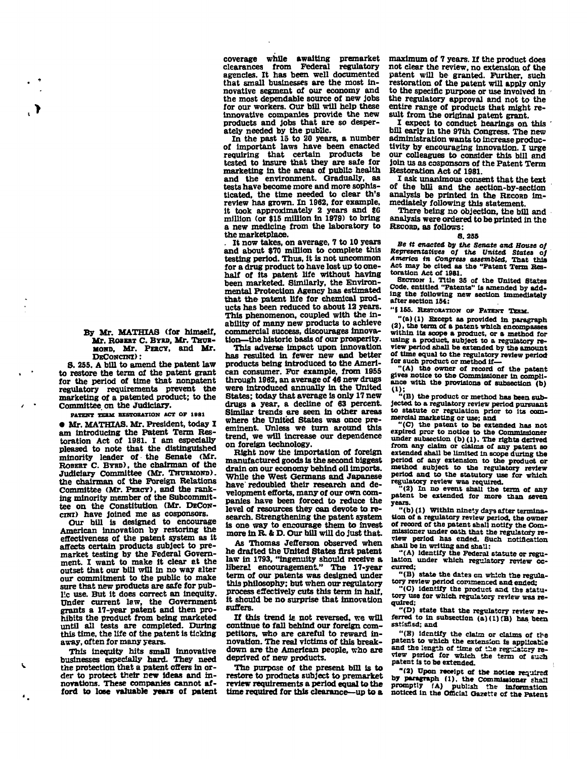By Mr. MATHIAS (for himself, Mr. ROBERT C. BYRD, Mr. THURMOND, Mr. PERCY, and Mr. DECONCINI):

S. 255. A bill to amend the patent law to restore the term of the patent grant for the period of time that nonpatent regulatory requirements prevent the marketing of a patented product; to the Committee on the Judiciary.

PATENT TERM RESTORATION ACT OF 1981

● Mr. MATHIAS. Mr. President, today I am introducing the Patent Term Restoration Act of 1981. I am especially pleased to note that the distinguished minority leader of the Senate (Mr. ROBERT C. BYRD), the chairman of the Judiciary Committee (Mr. THURMOND), the chairman of the Foreign Relations Committee (Mr. PERCY), and the ranking minority member of the Subcommittee on the Constitution (Mr. DECONCINI) have joined me as cosponsors.

Our bill is designed to encourage American innovation by restoring the effectiveness of the patent system as it affects certain products subject to premarket testing by the Federal Government. I want to make it clear at the outset that our bill will in no way alter our commitment to the public to make sure that new products are safe for public use. But it does correct an inequity. Under current law, the Government grants a 17-year patent and then prohibits the product from being marketed until all tests are completed. During this time, the life of the patent is ticking away, often for many years.

This inequity hits small innovative businesses especially hard. They need the protection that a patent offers in order to protect their new ideas and innovations. These companies cannot afford to lose valuable years of patent coverage while awaiting premarket clearances from Federal regulatory agencies. It has been well documented that small businesses are the most innovative segment of our economy and the most dependable source of new jobs for our workers. Our bill will help these innovative companies provide the new products and jobs that are so desperately needed by the public.

In the past 15 to 20 years, a number of important laws have been enacted requiring that certain products be tested to insure that they are safe for marketing in the areas of public health and the environment. Gradually, as tests have become more and more sophisticated, the time needed to clear this review has grown. In 1962, for example, it took approximately 2 years and $6 million (or $15 million in 1979) to bring a new medicine from the laboratory to the marketplace.

It now takes, on average, 7 to 10 years and about $70 million to complete this testing period. Thus, it is not uncommon for a drug product to have lost up to one-half of its patent life without having been marketed. Similarly, the Environmental Protection Agency has estimated that the patent life for chemical products has been reduced to about 12 years. This phenomenon, coupled with the inability of many new products to achieve commercial success, discourages innovation—the historic basis of our prosperity.

This adverse impact upon innovation has resulted in fewer new and better products being introduced to the American consumer. For example, from 1955 through 1962, an average of 46 new drugs were introduced annually in the United States; today that average is only 17 new drugs a year, a decline of 63 percent. Similar trends are seen in other areas where the United States was once preeminent. Unless we turn around this trend, we will increase our dependence on foreign technology.

Right now the importation of foreign manufactured goods is the second biggest drain on our economy behind oil imports. While the West Germans and Japanese have redoubled their research and development efforts, many of our own companies have been forced to reduce the level of resources they can devote to research. Strengthening the patent system is one way to encourage them to invest more in R. & D. Our bill will do just that.

As Thomas Jefferson observed when he drafted the United States first patent law in 1793, "ingenuity should receive a liberal encouragement." The 17-year term of our patents was designed under this philosophy; but when our regulatory process effectively cuts this term in half, it should be no surprise that innovation suffers.

If this trend is not reversed, we will continue to fall behind our foreign competitors, who are careful to reward innovation. The real victims of this breakdown are the American people, who are deprived of new products.

The purpose of the present bill is to restore to products subject to premarket review requirements a period equal to the time required for this clearance—up to a maximum of 7 years. If the product does not clear the review, no extension of the patent will be granted. Further, such restoration of the patent will apply only to the specific purpose or use involved in the regulatory approval and not to the entire range of products that might result from the original patent grant.

I expect to conduct hearings on this bill early in the 97th Congress. The new administration wants to increase productivity by encouraging innovation. I urge our colleagues to consider this bill and join us as cosponsors of the Patent Term Restoration Act of 1981.

I ask unanimous consent that the text of the bill and the section-by-section analysis be printed in the RECORD immediately following this statement.

There being no objection, the bill and analysis were ordered to be printed in the RECORD, as follows:

S. 255

*Be it enacted by the Senate and House of Representatives of the United States of America in Congress assembled*, That this Act may be cited as the "Patent Term Restoration Act of 1981.

SECTION 1. Title 35 of the United States Code, entitled "Patents" is amended by adding the following new section immediately after section 154:

"§ 155. RESTORATION OF PATENT TERM.

"(a) (1) Except as provided in paragraph (2), the term of a patent which encompasses within its scope a product, or a method for using a product, subject to a regulatory review period shall be extended by the amount of time equal to the regulatory review period for such product or method if—

"(A) the owner of record of the patent gives notice to the Commissioner in compliance with the provisions of subsection (b) (1);

"(B) the product or method has been subjected to a regulatory review period pursuant to statute or regulation prior to its commercial marketing or use; and

"(C) the patent to be extended has not expired prior to notice to the Commissioner under subsection (b) (1). The rights derived from any claim or claims of any patent so extended shall be limited in scope during the period of any extension to the product or method subject to the regulatory review period and to the statutory use for which regulatory review was required.

"(2) In no event shall the term of any patent be extended for more than seven years.

"(b) (1) Within ninety days after termination of a regulatory review period, the owner of record of the patent shall notify the Commissioner under oath that the regulatory review period has ended. Such notification shall be in writing and shall:

"(A) identify the Federal statute or regulation under which regulatory review occurred;

"(B) state the dates on which the regulatory review period commenced and ended;

"(C) identify the product and the statutory use for which regulatory review was required;

"(D) state that the regulatory review referred to in subsection (a) (1) (B) has been satisfied; and

"(E) identify the claim or claims of the patent to which the extension is applicable and the length of time of the regulatory review period for which the term of such patent is to be extended.

"(2) Upon receipt of the notice required by paragraph (1), the Commissioner shall promptly (A) publish the information noticed in the Official Gazette of the Patent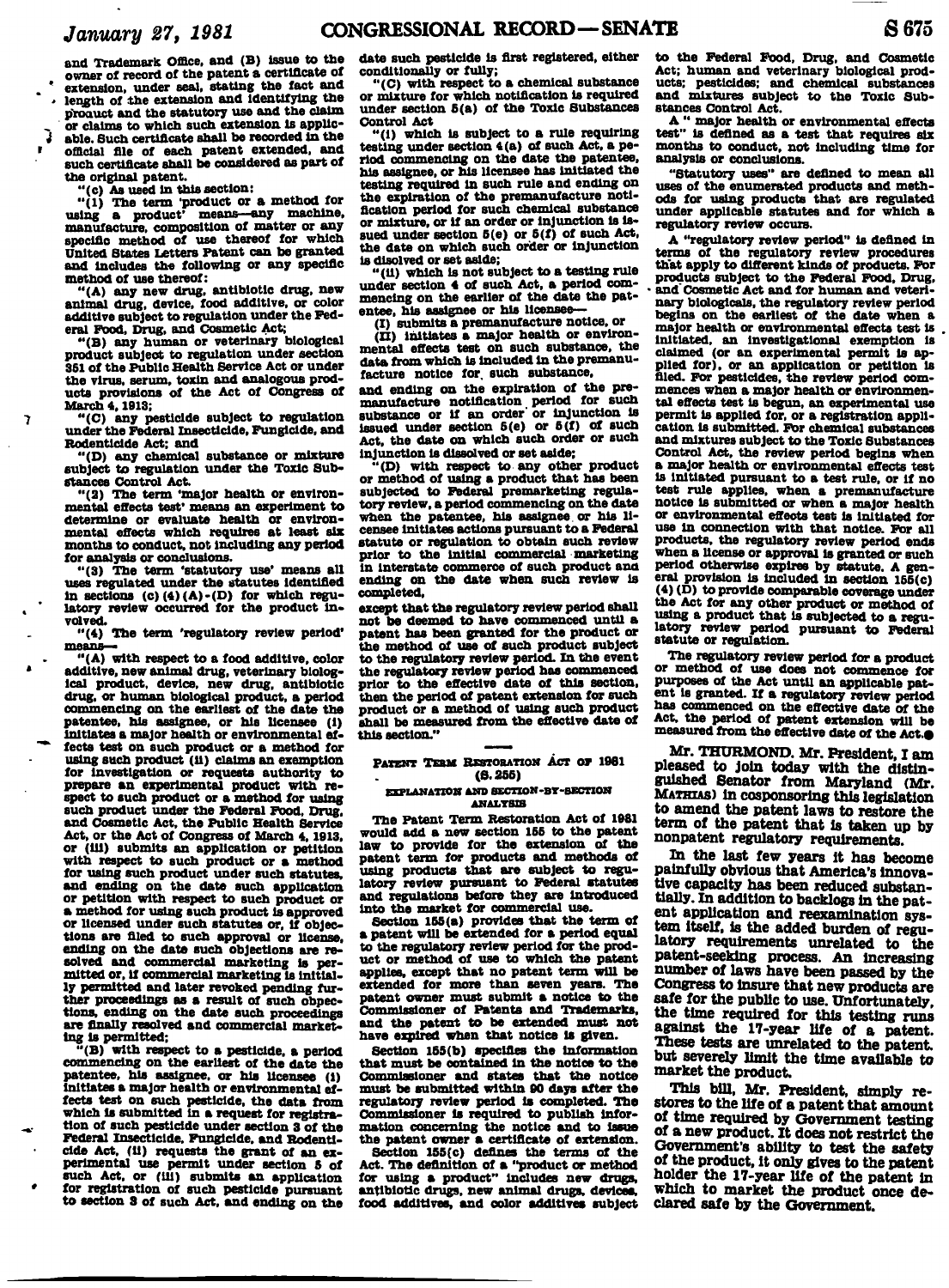and Trademark Office, and (B) issue to the owner of record of the patent a certificate of extension, under seal, stating the fact and length of the extension and identifying the product and the statutory use and the claim or claims to which such extension is applicable. Such certificate shall be recorded in the official file of each patent extended, and such certificate shall be considered as part of the original patent.

"(c) As used in this section:

"(1) The term 'product or a method for using a product' means—any machine, manufacture, composition of matter or any specific method of use thereof for which United States Letters Patent can be granted and includes the following or any specific method of use thereof:

"(A) any new drug, antibiotic drug, new animal drug, device, food additive, or color additive subject to regulation under the Federal Food, Drug, and Cosmetic Act;

"(B) any human or veterinary biological product subject to regulation under section 351 of the Public Health Service Act or under the virus, serum, toxin and analogous products provisions of the Act of Congress of March 4, 1913;

"(C) any pesticide subject to regulation under the Federal Insecticide, Fungicide, and Rodenticide Act; and

"(D) any chemical substance or mixture subject to regulation under the Toxic Substances Control Act.

"(2) The term 'major health or environmental effects test' means an experiment to determine or evaluate health or environmental effects which requires at least six months to conduct, not including any period for analysis or conclusions.

"(3) The term 'statutory use' means all uses regulated under the statutes identified in sections (c)(4)(A)-(D) for which regulatory review occurred for the product involved.

"(4) The term 'regulatory review period' means—

"(A) with respect to a food additive, color additive, new animal drug, veterinary biological product, device, new drug, antibiotic drug, or human biological product, a period commencing on the earliest of the date the patentee, his assignee, or his licensee (i) initiates a major health or environmental effects test on such product or a method for using such product (ii) claims an exemption for investigation or requests authority to prepare an experimental product with respect to such product or a method for using such product under the Federal Food, Drug, and Cosmetic Act, the Public Health Service Act, or the Act of Congress of March 4, 1913, or (iii) submits an application or petition with respect to such product or a method for using such product under such statutes, and ending on the date such application or petition with respect to such product or a method for using such product is approved or licensed under such statutes or, if objections are filed to such approval or license, ending on the date such objections are resolved and commercial marketing is permitted or, if commercial marketing is initially permitted and later revoked pending further proceedings as a result of such objections, ending on the date such proceedings are finally resolved and commercial marketing is permitted;

"(B) with respect to a pesticide, a period commencing on the earliest of the date the patentee, his assignee, or his licensee (i) initiates a major health or environmental effects test on such pesticide, the data from which is submitted in a request for registration of such pesticide under section 3 of the Federal Insecticide, Fungicide, and Rodenticide Act, (ii) requests the grant of an experimental use permit under section 5 of such Act, or (iii) submits an application for registration of such pesticide pursuant to section 3 of such Act, and ending on the date such pesticide is first registered, either conditionally or fully;

"(C) with respect to a chemical substance or mixture for which notification is required under section 5(a) of the Toxic Substances Control Act

"(i) which is subject to a rule requiring testing under section 4(a) of such Act, a period commencing on the date the patentee, his assignee, or his licensee has initiated the testing required in such rule and ending on the expiration of the premanufacture notification period for such chemical substance or mixture, or if an order or injunction is issued under section 5(e) or 5(f) of such Act, the date on which such order or injunction is disolved or set aside;

"(ii) which is not subject to a testing rule under section 4 of such Act, a period commencing on the earlier of the date the patentee, his assignee or his licensee—

(I) submits a premanufacture notice, or

(II) initiates a major health or environmental effects test on such substance, the data from which is included in the premanufacture notice for such substance,

and ending on the expiration of the premanufacture notification period for such substance or if an order or injunction is issued under section 5(e) or 5(f) of such Act, the date on which such order or such injunction is dissolved or set aside;

"(D) with respect to any other product or method of using a product that has been subjected to Federal premarketing regulatory review, a period commencing on the date when the patentee, his assignee or his licensee initiates actions pursuant to a Federal statute or regulation to obtain such review prior to the initial commercial marketing in interstate commerce of such product and ending on the date when such review is completed,

except that the regulatory review period shall not be deemed to have commenced until a patent has been granted for the product or the method of use of such product subject to the regulatory review period. In the event the regulatory review period has commenced prior to the effective date of this section, then the period of patent extension for such product or a method of using such product shall be measured from the effective date of this section."

---

## PATENT TERM RESTORATION ACT OF 1981 (S. 255)

### EXPLANATION AND SECTION-BY-SECTION ANALYSIS

The Patent Term Restoration Act of 1981 would add a new section 155 to the patent law to provide for the extension of the patent term for products and methods of using products that are subject to regulatory review pursuant to Federal statutes and regulations before they are introduced into the market for commercial use.

Section 155(a) provides that the term of a patent will be extended for a period equal to the regulatory review period for the product or method of use to which the patent applies, except that no patent term will be extended for more than seven years. The patent owner must submit a notice to the Commissioner of Patents and Trademarks, and the patent to be extended must not have expired when that notice is given.

Section 155(b) specifies the information that must be contained in the notice to the Commissioner and states that the notice must be submitted within 90 days after the regulatory review period is completed. The Commissioner is required to publish information concerning the notice and to issue the patent owner a certificate of extension.

Section 155(c) defines the terms of the Act. The definition of a "product or method for using a product" includes new drugs, antibiotic drugs, new animal drugs, devices, food additives, and color additives subject to the Federal Food, Drug, and Cosmetic Act; human and veterinary biological products; pesticides; and chemical substances and mixtures subject to the Toxic Substances Control Act.

A "major health or environmental effects test" is defined as a test that requires six months to conduct, not including time for analysis or conclusions.

"Statutory uses" are defined to mean all uses of the enumerated products and methods for using products that are regulated under applicable statutes and for which a regulatory review occurs.

A "regulatory review period" is defined in terms of the regulatory review procedures that apply to different kinds of products. For products subject to the Federal Food, Drug, and Cosmetic Act and for human and veterinary biologicals, the regulatory review period begins on the earliest of the date when a major health or environmental effects test is initiated, an investigational exemption is claimed (or an experimental permit is applied for), or an application or petition is filed. For pesticides, the review period commences when a major health or environmental effects test is begun, an experimental use permit is applied for, or a registration application is submitted. For chemical substances and mixtures subject to the Toxic Substances Control Act, the review period begins when a major health or environmental effects test is initiated pursuant to a test rule, or if no test rule applies, when a premanufacture notice is submitted or when a major health or environmental effects test is initiated for use in connection with that notice. For all products, the regulatory review period ends when a license or approval is granted or such period otherwise expires by statute. A general provision is included in section 155(c)(4)(D) to provide comparable coverage under the Act for any other product or method of using a product that is subjected to a regulatory review period pursuant to Federal statute or regulation.

The regulatory review period for a product or method of use does not commence for purposes of the Act until an applicable patent is granted. If a regulatory review period has commenced on the effective date of the Act, the period of patent extension will be measured from the effective date of the Act.●

**Mr. THURMOND.** Mr. President, I am pleased to join today with the distinguished Senator from Maryland (Mr. MATHIAS) in cosponsoring this legislation to amend the patent laws to restore the term of the patent that is taken up by nonpatent regulatory requirements.

In the last few years it has become painfully obvious that America's innovative capacity has been reduced substantially. In addition to backlogs in the patent application and reexamination system itself, is the added burden of regulatory requirements unrelated to the patent-seeking process. An increasing number of laws have been passed by the Congress to insure that new products are safe for the public to use. Unfortunately, the time required for this testing runs against the 17-year life of a patent. These tests are unrelated to the patent, but severely limit the time available to market the product.

This bill, Mr. President, simply restores to the life of a patent that amount of time required by Government testing of a new product. It does not restrict the Government's ability to test the safety of the product, it only gives to the patent holder the 17-year life of the patent in which to market the product once declared safe by the Government.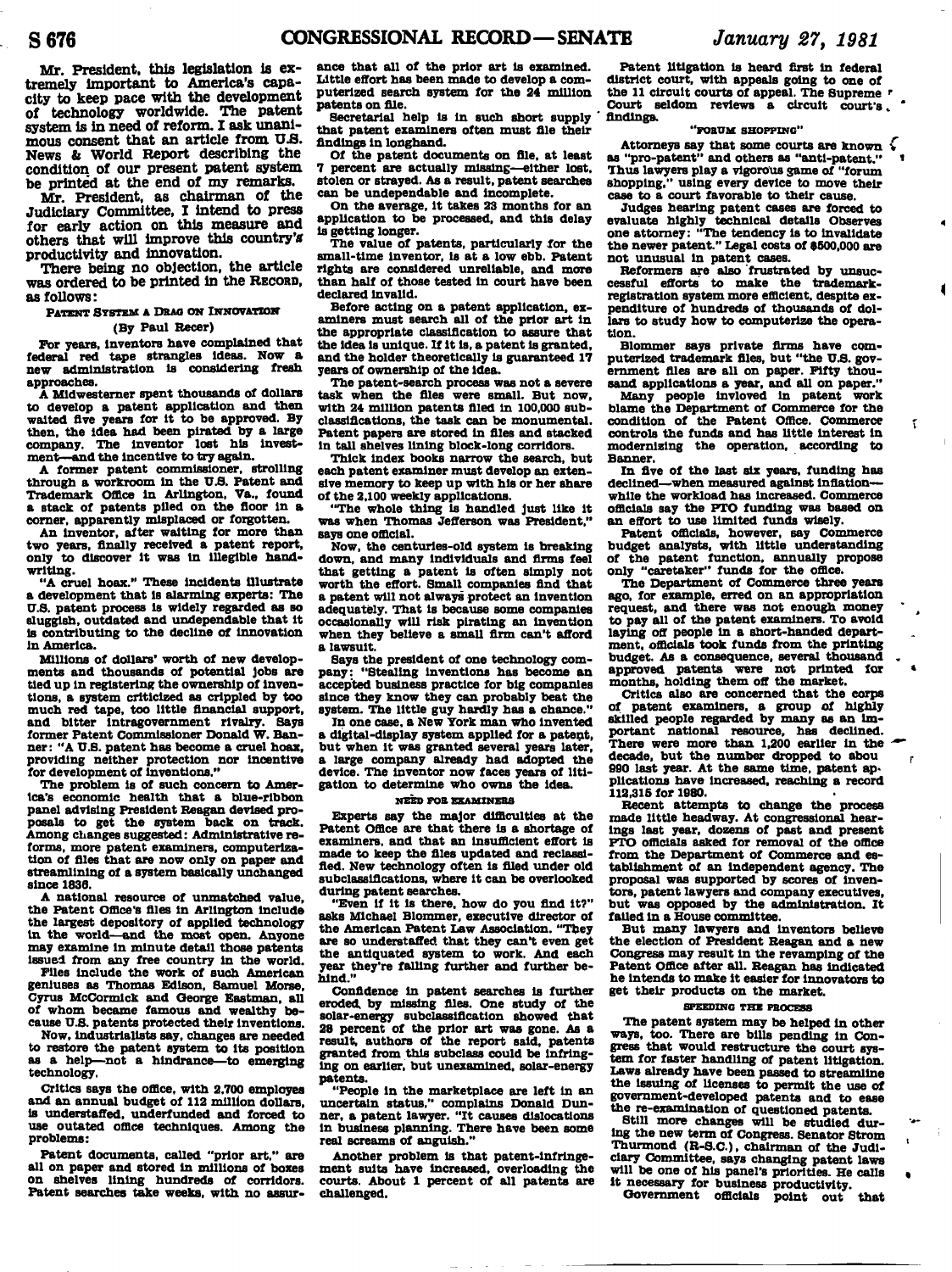Mr. President, this legislation is extremely important to America's capacity to keep pace with the development of technology worldwide. The patent system is in need of reform. I ask unanimous consent that an article from U.S. News & World Report describing the condition of our present patent system be printed at the end of my remarks.

Mr. President, as chairman of the Judiciary Committee, I intend to press for early action on this measure and others that will improve this country's productivity and innovation.

There being no objection, the article was ordered to be printed in the RECORD, as follows:

### PATENT SYSTEM A DRAG ON INNOVATION

(By Paul Recer)

For years, inventors have complained that federal red tape strangles ideas. Now a new administration is considering fresh approaches.

A Midwesterner spent thousands of dollars to develop a patent application and then waited five years for it to be approved. By then, the idea had been pirated by a large company. The inventor lost his investment—and the incentive to try again.

A former patent commissioner, strolling through a workroom in the U.S. Patent and Trademark Office in Arlington, Va., found a stack of patents piled on the floor in a corner, apparently misplaced or forgotten.

An inventor, after waiting for more than two years, finally received a patent report, only to discover it was in illegible handwriting.

"A cruel hoax." These incidents illustrate a development that is alarming experts: The U.S. patent process is widely regarded as so sluggish, outdated and undependable that it is contributing to the decline of innovation in America.

Millions of dollars' worth of new developments and thousands of potential jobs are tied up in registering the ownership of inventions, a system criticized as crippled by too much red tape, too little financial support, and bitter intragovernment rivalry. Says former Patent Commissioner Donald W. Banner: "A U.S. patent has become a cruel hoax, providing neither protection nor incentive for development of inventions."

The problem is of such concern to America's economic health that a blue-ribbon panel advising President Reagan devised proposals to get the system back on track. Among changes suggested: Administrative reforms, more patent examiners, computerization of files that are now only on paper and streamlining of a system basically unchanged since 1836.

A national resource of unmatched value, the Patent Office's files in Arlington include the largest depository of applied technology in the world—and the most open. Anyone may examine in minute detail those patents issued from any free country in the world.

Files include the work of such American geniuses as Thomas Edison, Samuel Morse, Cyrus McCormick and George Eastman, all of whom became famous and wealthy because U.S. patents protected their inventions.

Now, industrialists say, changes are needed to restore the patent system to its position as a help—not a hindrance—to emerging technology.

Critics says the office, with 2,700 employes and an annual budget of 112 million dollars, is understaffed, underfunded and forced to use outdated office techniques. Among the problems:

Patent documents, called "prior art," are all on paper and stored in millions of boxes on shelves lining hundreds of corridors. Patent searches take weeks, with no assurance that all of the prior art is examined. Little effort has been made to develop a computerized search system for the 24 million patents on file.

Secretarial help is in such short supply that patent examiners often must file their findings in longhand.

Of the patent documents on file, at least 7 percent are actually missing—either lost, stolen or strayed. As a result, patent searches can be undependable and incomplete.

On the average, it takes 23 months for an application to be processed, and this delay is getting longer.

The value of patents, particularly for the small-time inventor, is at a low ebb. Patent rights are considered unreliable, and more than half of those tested in court have been declared invalid.

Before acting on a patent application, examiners must search all of the prior art in the appropriate classification to assure that the idea is unique. If it is, a patent is granted, and the holder theoretically is guaranteed 17 years of ownership of the idea.

The patent-search process was not a severe task when the files were small. But now, with 24 million patents filed in 100,000 subclassifications, the task can be monumental. Patent papers are stored in files and stacked in tall shelves lining block-long corridors.

Thick index books narrow the search, but each patent examiner must develop an extensive memory to keep up with his or her share of the 2,100 weekly applications.

"The whole thing is handled just like it was when Thomas Jefferson was President," says one official.

Now, the centuries-old system is breaking down, and many individuals and firms feel that getting a patent is often simply not worth the effort. Small companies find that a patent will not always protect an invention adequately. That is because some companies occasionally will risk pirating an invention when they believe a small firm can't afford a lawsuit.

Says the president of one technology company: "Stealing inventions has become an accepted business practice for big companies since they know they can probably beat the system. The little guy hardly has a chance."

In one case, a New York man who invented a digital-display system applied for a patent, but when it was granted several years later, a large company already had adopted the device. The inventor now faces years of litigation to determine who owns the idea.

#### NEED FOR EXAMINERS

Experts say the major difficulties at the Patent Office are that there is a shortage of examiners, and that an insufficient effort is made to keep the files updated and reclassified. New technology often is filed under old subclassifications, where it can be overlooked during patent searches.

"Even if it is there, how do you find it?" asks Michael Blommer, executive director of the American Patent Law Association. "They are so understaffed that they can't even get the antiquated system to work. And each year they're falling further and further behind."

Confidence in patent searches is further eroded by missing files. One study of the solar-energy subclassification showed that 28 percent of the prior art was gone. As a result, authors of the report said, patents granted from this subclass could be infringing on earlier, but unexamined, solar-energy patents.

"People in the marketplace are left in an uncertain status," complains Donald Dunner, a patent lawyer. "It causes dislocations in business planning. There have been some real screams of anguish."

Another problem is that patent-infringement suits have increased, overloading the courts. About 1 percent of all patents are challenged.

Patent litigation is heard first in federal district court, with appeals going to one of the 11 circuit courts of appeal. The Supreme Court seldom reviews a circuit court's findings.

#### "FORUM SHOPPING"

Attorneys say that some courts are known as "pro-patent" and others as "anti-patent." Thus lawyers play a vigorous game of "forum shopping," using every device to move their case to a court favorable to their cause.

Judges hearing patent cases are forced to evaluate highly technical details Observes one attorney: "The tendency is to invalidate the newer patent." Legal costs of $500,000 are not unusual in patent cases.

Reformers are also frustrated by unsuccessful efforts to make the trademark-registration system more efficient, despite expenditure of hundreds of thousands of dollars to study how to computerize the operation.

Blommer says private firms have computerized trademark files, but "the U.S. government files are all on paper. Fifty thousand applications a year, and all on paper."

Many people invloved in patent work blame the Department of Commerce for the condition of the Patent Office. Commerce controls the funds and has little interest in modernizing the operation, according to Banner.

In five of the last six years, funding has declined—when measured against inflation—while the workload has increased. Commerce officials say the PTO funding was based on an effort to use limited funds wisely.

Patent officials, however, say Commerce budget analysts, with little understanding of the patent function, annually propose only "caretaker" funds for the office.

The Department of Commerce three years ago, for example, erred on an appropriation request, and there was not enough money to pay all of the patent examiners. To avoid laying off people in a short-handed department, officials took funds from the printing budget. As a consequence, several thousand approved patents were not printed for months, holding them off the market.

Critics also are concerned that the corps of patent examiners, a group of highly skilled people regarded by many as an important national resource, has declined. There were more than 1,200 earlier in the decade, but the number dropped to abou 990 last year. At the same time, patent applications have increased, reaching a record 112,315 for 1980.

Recent attempts to change the process made little headway. At congressional hearings last year, dozens of past and present PTO officials asked for removal of the office from the Department of Commerce and establishment of an independent agency. The proposal was supported by scores of inventors, patent lawyers and company executives, but was opposed by the administration. It failed in a House committee.

But many lawyers and inventors believe the election of President Reagan and a new Congress may result in the revamping of the Patent Office after all. Reagan has indicated he intends to make it easier for innovators to get their products on the market.

#### SPEEDING THE PROCESS

The patent system may be helped in other ways, too. There are bills pending in Congress that would restructure the court system for faster handling of patent litigation. Laws already have been passed to streamline the issuing of licenses to permit the use of government-developed patents and to ease the re-examination of questioned patents.

Still more changes will be studied during the new term of Congress. Senator Strom Thurmond (R-S.C.), chairman of the Judiciary Committee, says changing patent laws will be one of his panel's priorities. He calls it necessary for business productivity.

Government officials point out that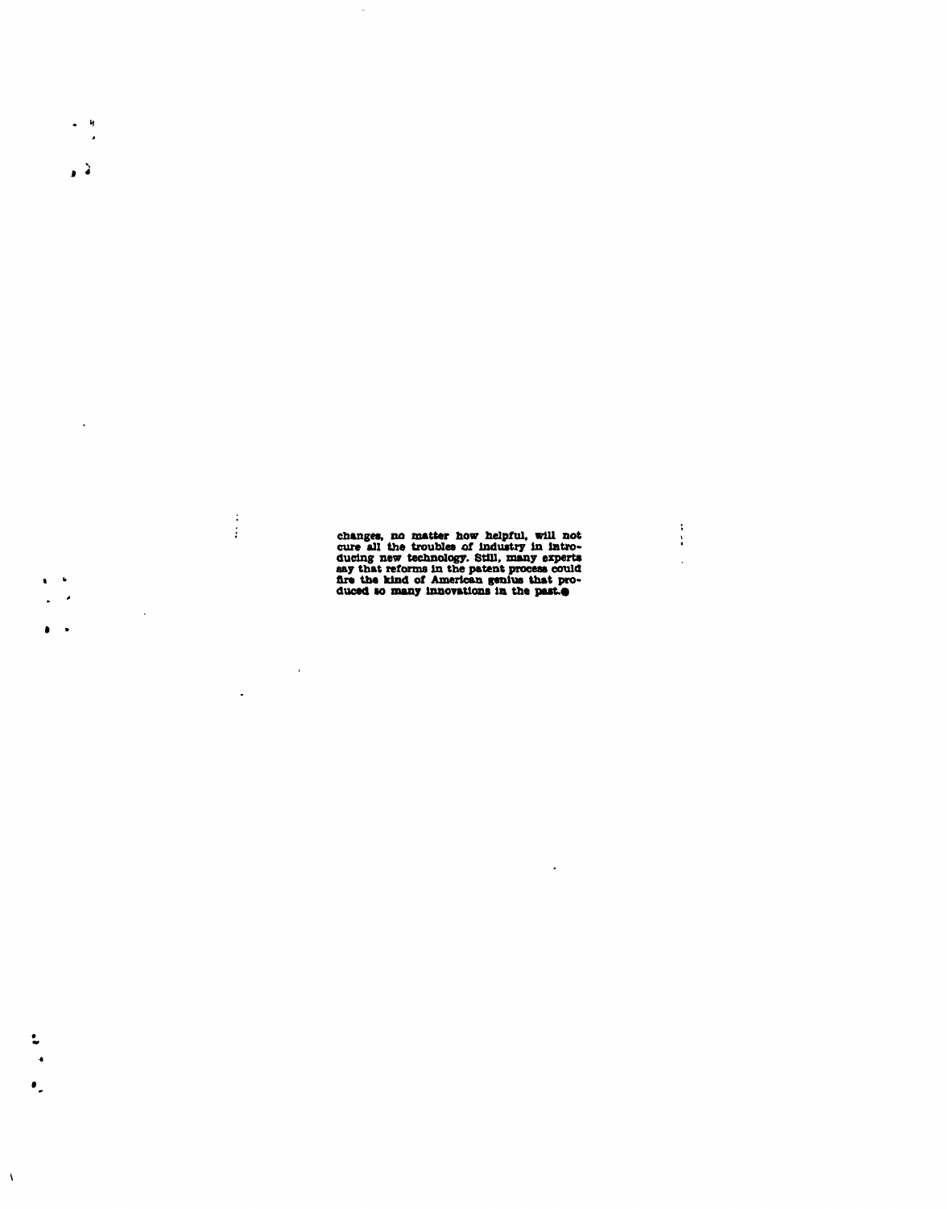changes, no matter how helpful, will not cure all the troubles of industry in introducing new technology. Still, many experts say that reforms in the patent process could fire the kind of American genius that produced so many innovations in the past.●